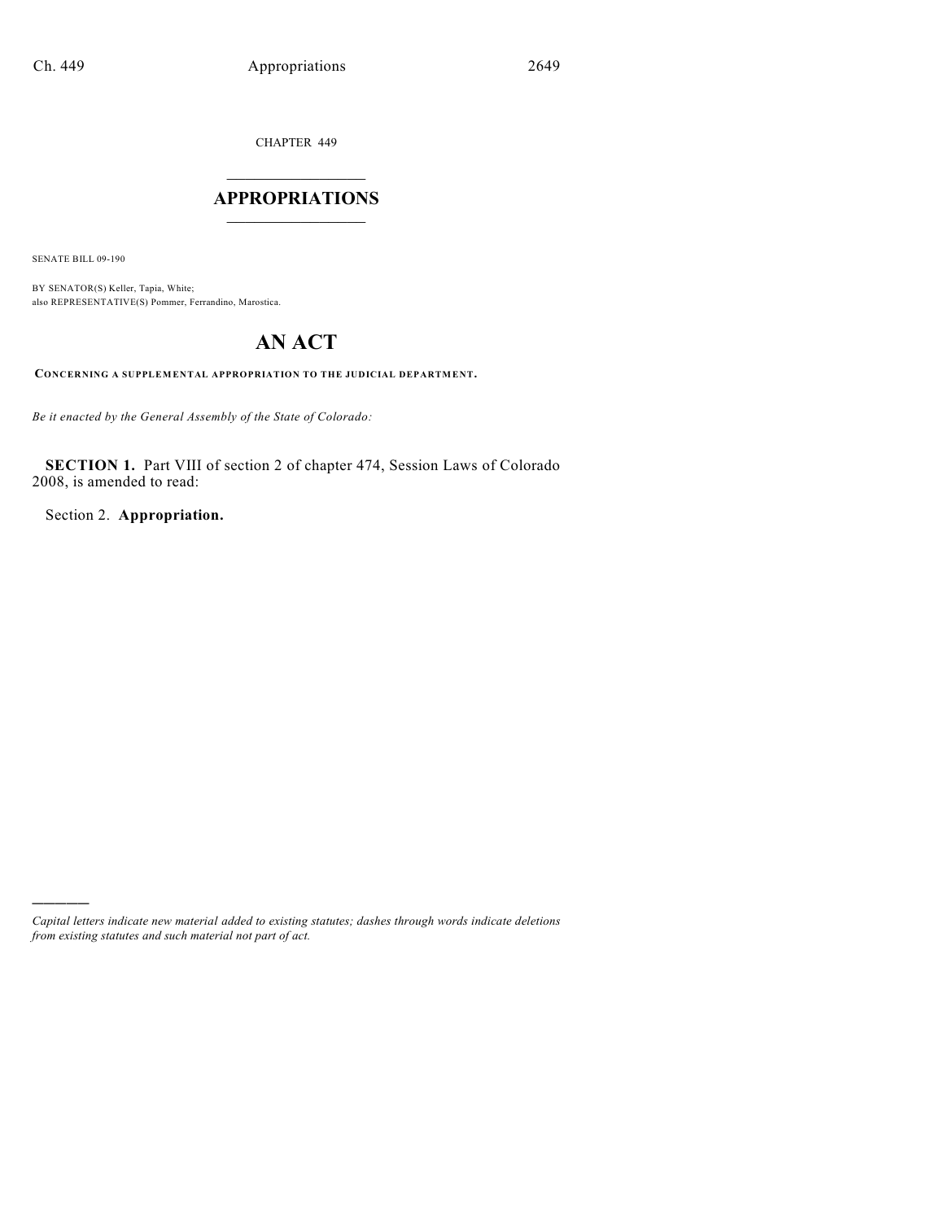CHAPTER 449

# APPROPRIATIONS

SENATE BILL 09-190

BY SENATOR(S) Keller, Tapia, White;
also REPRESENTATIVE(S) Pommer, Ferrandino, Marostica.

# AN ACT

**CONCERNING A SUPPLEMENTAL APPROPRIATION TO THE JUDICIAL DEPARTMENT.**

*Be it enacted by the General Assembly of the State of Colorado:*

**SECTION 1.** Part VIII of section 2 of chapter 474, Session Laws of Colorado 2008, is amended to read:

Section 2. **Appropriation.**

---

*Capital letters indicate new material added to existing statutes; dashes through words indicate deletions from existing statutes and such material not part of act.*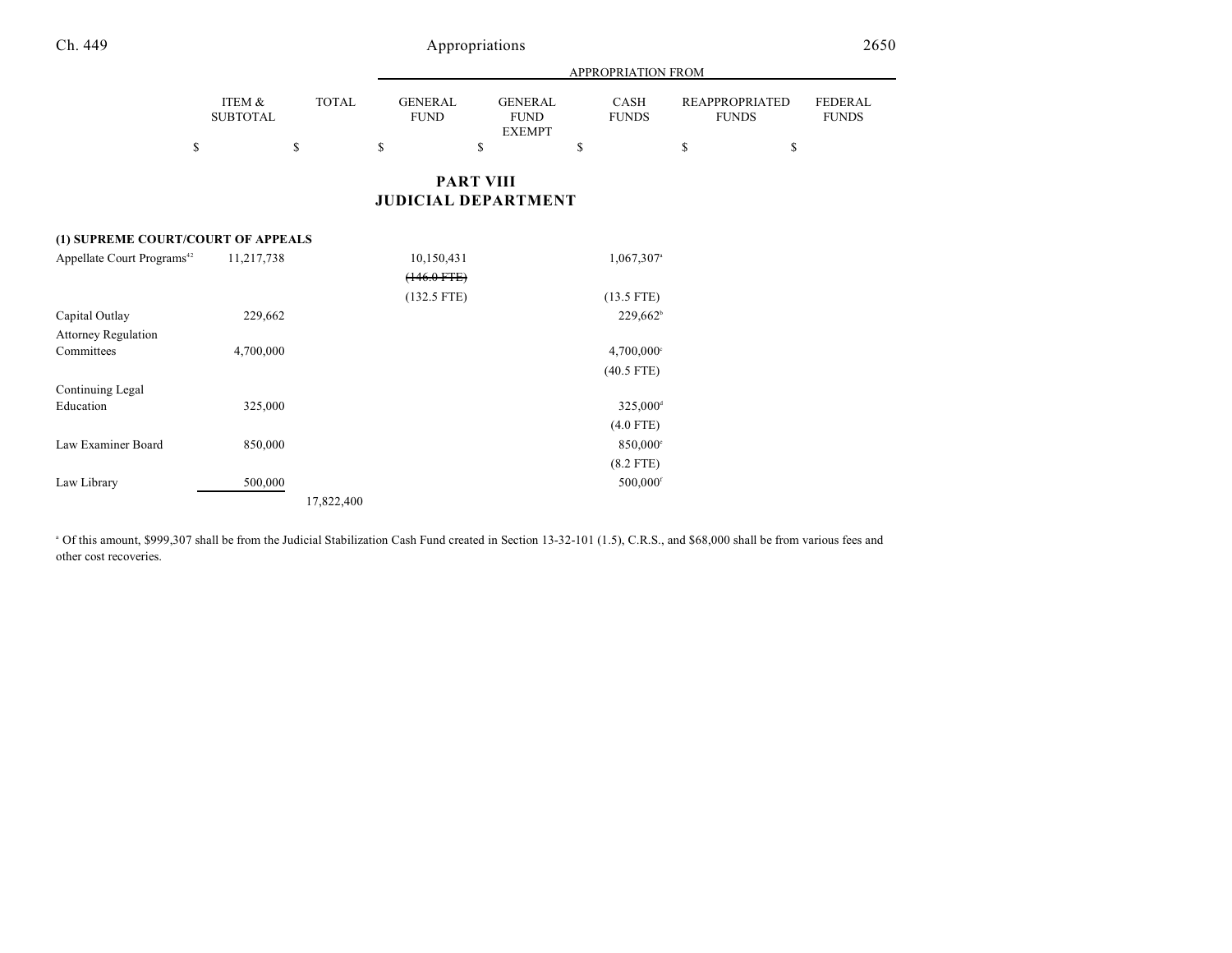## PART VIII
## JUDICIAL DEPARTMENT

| | ITEM & SUBTOTAL | TOTAL | APPROPRIATION FROM GENERAL FUND | GENERAL FUND EXEMPT | CASH FUNDS | REAPPROPRIATED FUNDS | FEDERAL FUNDS |
|---|---|---|---|---|---|---|---|
| | $ | $ | $ | $ | $ | $ | $ |
| **(1) SUPREME COURT/COURT OF APPEALS** | | | | | | | |
| Appellate Court Programs[42] | 11,217,738 | | 10,150,431 | | 1,067,307[a] | | |
| | | | ~~(146.0 FTE)~~ | | | | |
| | | | (132.5 FTE) | | (13.5 FTE) | | |
| Capital Outlay | 229,662 | | | | 229,662[b] | | |
| Attorney Regulation Committees | 4,700,000 | | | | 4,700,000[c] | | |
| | | | | | (40.5 FTE) | | |
| Continuing Legal Education | 325,000 | | | | 325,000[d] | | |
| | | | | | (4.0 FTE) | | |
| Law Examiner Board | 850,000 | | | | 850,000[e] | | |
| | | | | | (8.2 FTE) | | |
| Law Library | 500,000 | | | | 500,000[f] | | |
| | | 17,822,400 | | | | | |

[a] Of this amount, $999,307 shall be from the Judicial Stabilization Cash Fund created in Section 13-32-101 (1.5), C.R.S., and $68,000 shall be from various fees and other cost recoveries.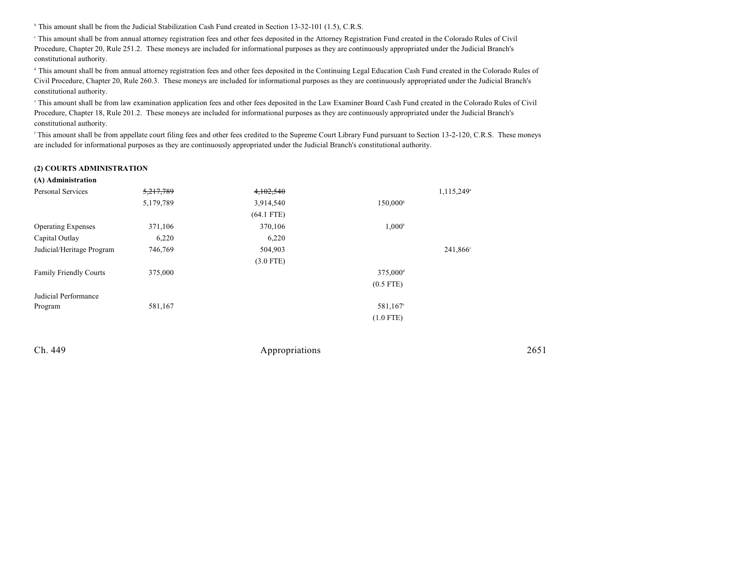[b] This amount shall be from the Judicial Stabilization Cash Fund created in Section 13-32-101 (1.5), C.R.S.

[c] This amount shall be from annual attorney registration fees and other fees deposited in the Attorney Registration Fund created in the Colorado Rules of Civil Procedure, Chapter 20, Rule 251.2. These moneys are included for informational purposes as they are continuously appropriated under the Judicial Branch's constitutional authority.

[d] This amount shall be from annual attorney registration fees and other fees deposited in the Continuing Legal Education Cash Fund created in the Colorado Rules of Civil Procedure, Chapter 20, Rule 260.3. These moneys are included for informational purposes as they are continuously appropriated under the Judicial Branch's constitutional authority.

[e] This amount shall be from law examination application fees and other fees deposited in the Law Examiner Board Cash Fund created in the Colorado Rules of Civil Procedure, Chapter 18, Rule 201.2. These moneys are included for informational purposes as they are continuously appropriated under the Judicial Branch's constitutional authority.

[f] This amount shall be from appellate court filing fees and other fees credited to the Supreme Court Library Fund pursuant to Section 13-2-120, C.R.S. These moneys are included for informational purposes as they are continuously appropriated under the Judicial Branch's constitutional authority.

**(2) COURTS ADMINISTRATION**

**(A) Administration**

| | | | | |
|---|---|---|---|---|
| Personal Services | ~~5,217,789~~ | ~~4,102,540~~ | | 1,115,249[a] |
| | 5,179,789 | 3,914,540 | 150,000[g] | |
| | | (64.1 FTE) | | |
| Operating Expenses | 371,106 | 370,106 | 1,000[b] | |
| Capital Outlay | 6,220 | 6,220 | | |
| Judicial/Heritage Program | 746,769 | 504,903 | | 241,866[c] |
| | | (3.0 FTE) | | |
| Family Friendly Courts | 375,000 | | 375,000[d] | |
| | | | (0.5 FTE) | |
| Judicial Performance Program | 581,167 | | 581,167[e] | |
| | | | (1.0 FTE) | |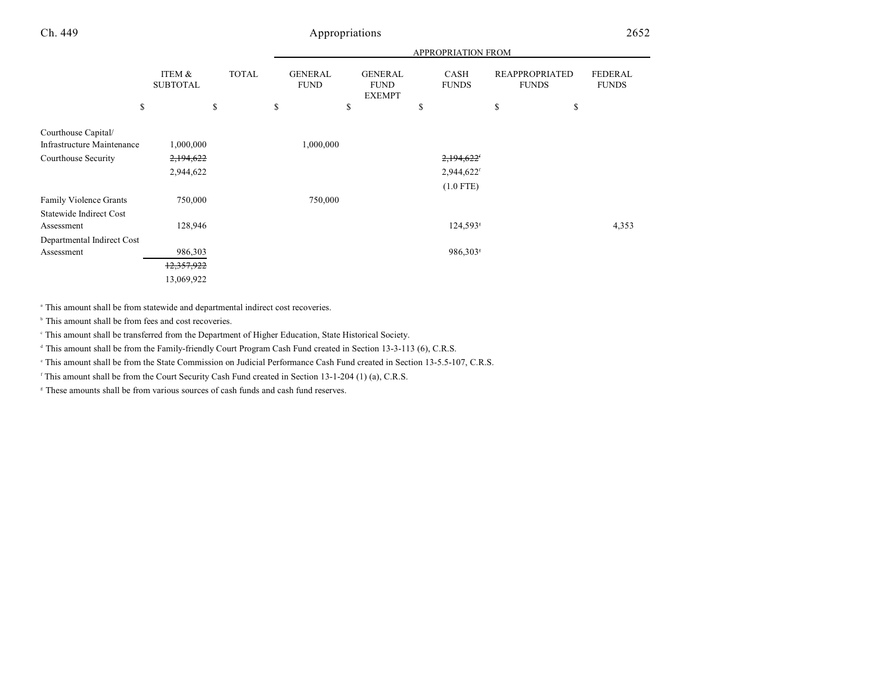| | ITEM & SUBTOTAL | TOTAL | GENERAL FUND | GENERAL FUND EXEMPT | CASH FUNDS | REAPPROPRIATED FUNDS | FEDERAL FUNDS |
|---|---|---|---|---|---|---|---|
| | | | APPROPRIATION FROM | | | | |
| | $ | $ | $ | $ | $ | $ | $ |
| Courthouse Capital/ Infrastructure Maintenance | 1,000,000 | | 1,000,000 | | | | |
| Courthouse Security | ~~2,194,622~~ | | | | ~~2,194,622~~[f] | | |
| | 2,944,622 | | | | 2,944,622[f] | | |
| | | | | | (1.0 FTE) | | |
| Family Violence Grants | 750,000 | | 750,000 | | | | |
| Statewide Indirect Cost Assessment | 128,946 | | | | 124,593[g] | | 4,353 |
| Departmental Indirect Cost Assessment | 986,303 | | | | 986,303[g] | | |
| | ~~12,357,922~~ | | | | | | |
| | 13,069,922 | | | | | | |

[a] This amount shall be from statewide and departmental indirect cost recoveries.

[b] This amount shall be from fees and cost recoveries.

[c] This amount shall be transferred from the Department of Higher Education, State Historical Society.

[d] This amount shall be from the Family-friendly Court Program Cash Fund created in Section 13-3-113 (6), C.R.S.

[e] This amount shall be from the State Commission on Judicial Performance Cash Fund created in Section 13-5.5-107, C.R.S.

[f] This amount shall be from the Court Security Cash Fund created in Section 13-1-204 (1) (a), C.R.S.

[g] These amounts shall be from various sources of cash funds and cash fund reserves.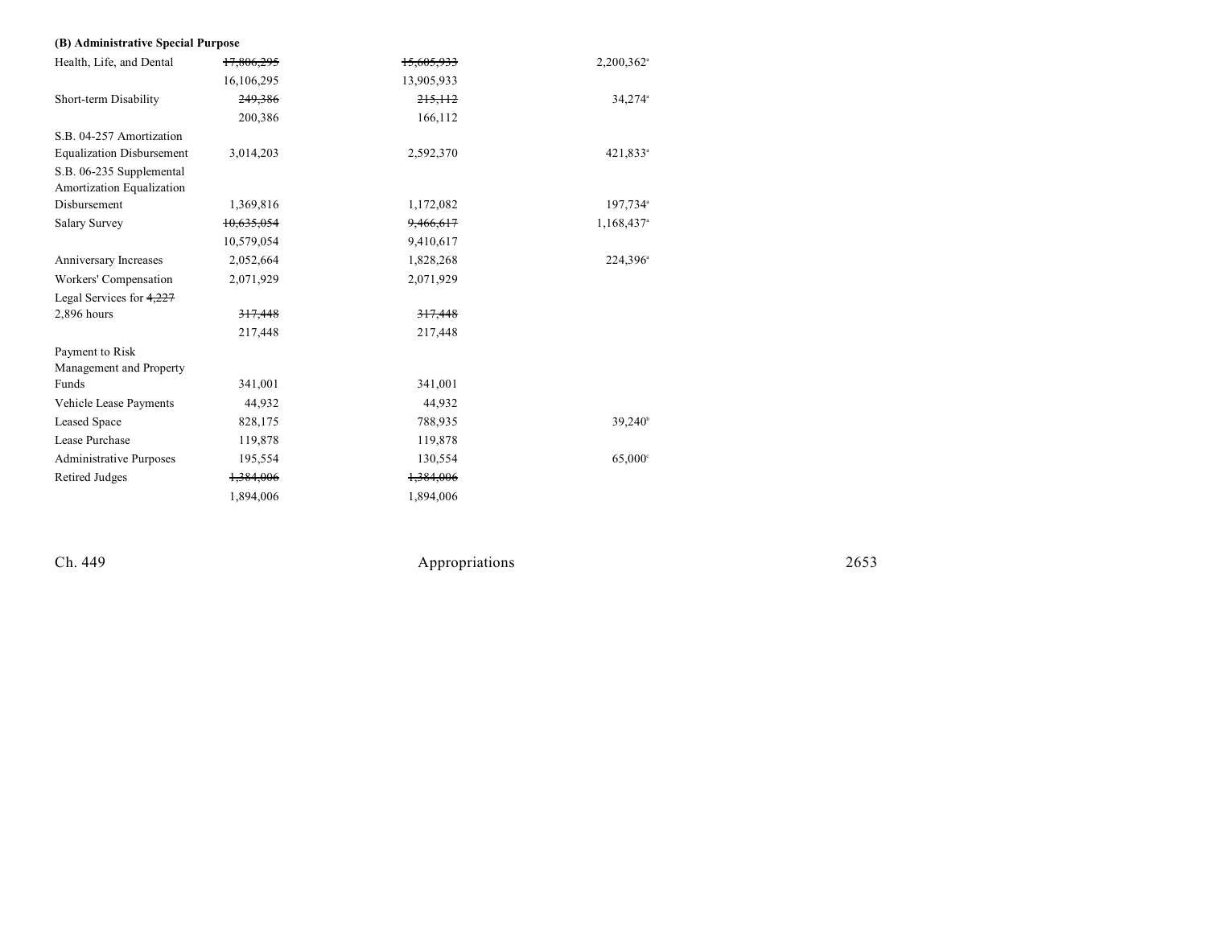**(B) Administrative Special Purpose**

| | | | |
|---|---|---|---|
| Health, Life, and Dental | ~~17,806,295~~ | ~~15,605,933~~ | 2,200,362[a] |
| | 16,106,295 | 13,905,933 | |
| Short-term Disability | ~~249,386~~ | ~~215,112~~ | 34,274[a] |
| | 200,386 | 166,112 | |
| S.B. 04-257 Amortization Equalization Disbursement | 3,014,203 | 2,592,370 | 421,833[a] |
| S.B. 06-235 Supplemental Amortization Equalization Disbursement | 1,369,816 | 1,172,082 | 197,734[a] |
| Salary Survey | ~~10,635,054~~ | ~~9,466,617~~ | 1,168,437[a] |
| | 10,579,054 | 9,410,617 | |
| Anniversary Increases | 2,052,664 | 1,828,268 | 224,396[a] |
| Workers' Compensation | 2,071,929 | 2,071,929 | |
| Legal Services for ~~4,227~~ 2,896 hours | ~~317,448~~ | ~~317,448~~ | |
| | 217,448 | 217,448 | |
| Payment to Risk Management and Property Funds | 341,001 | 341,001 | |
| Vehicle Lease Payments | 44,932 | 44,932 | |
| Leased Space | 828,175 | 788,935 | 39,240[b] |
| Lease Purchase | 119,878 | 119,878 | |
| Administrative Purposes | 195,554 | 130,554 | 65,000[c] |
| Retired Judges | ~~1,384,006~~ | ~~1,384,006~~ | |
| | 1,894,006 | 1,894,006 | |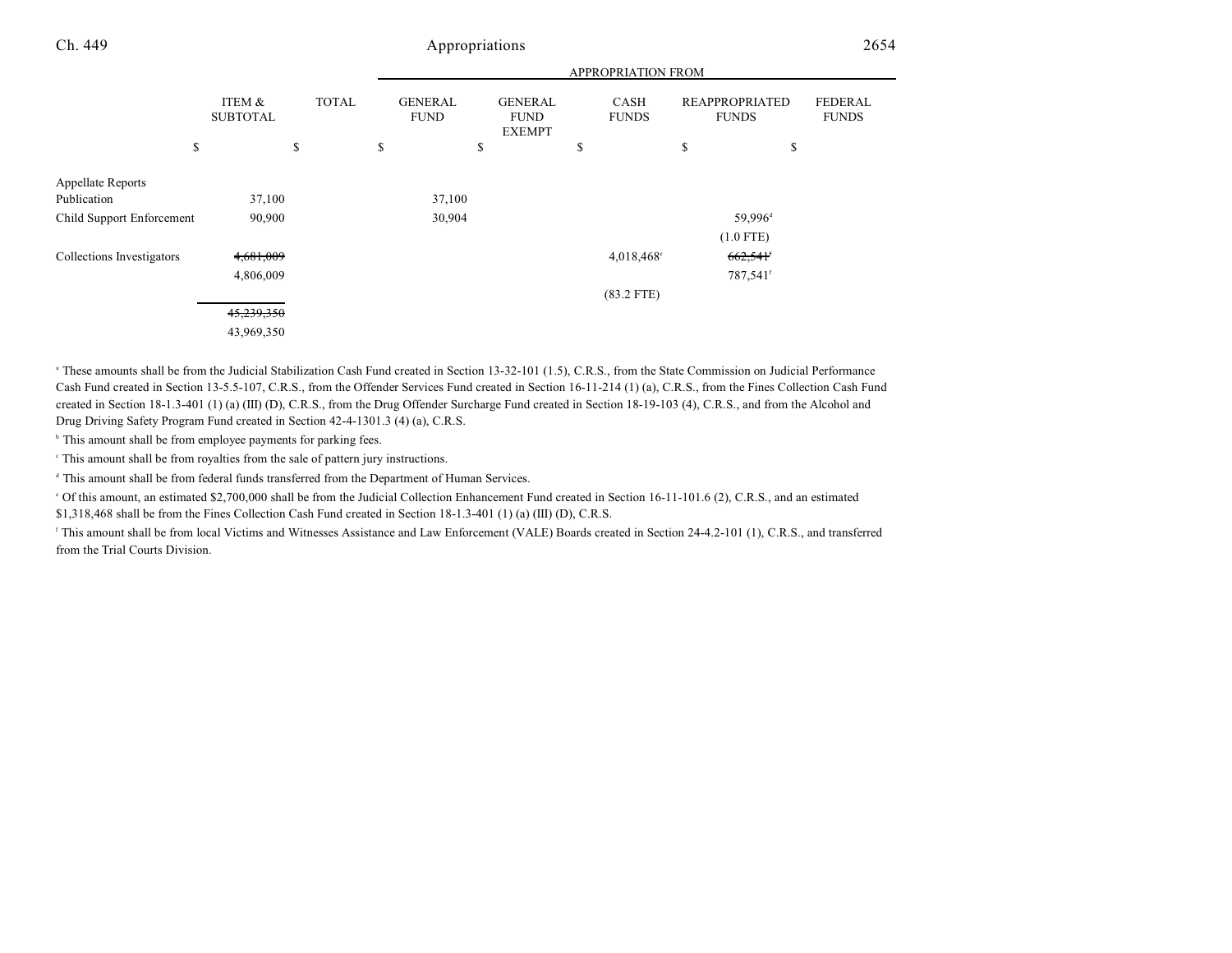| | ITEM & SUBTOTAL | TOTAL | APPROPRIATION FROM GENERAL FUND | GENERAL FUND EXEMPT | CASH FUNDS | REAPPROPRIATED FUNDS | FEDERAL FUNDS |
|---|---|---|---|---|---|---|---|
| | $ | $ | $ | $ | $ | $ | $ |
| Appellate Reports Publication | 37,100 | | 37,100 | | | | |
| Child Support Enforcement | 90,900 | | 30,904 | | | 59,996[d] | |
| | | | | | | (1.0 FTE) | |
| Collections Investigators | ~~4,681,009~~ | | | | 4,018,468[e] | ~~662,541~~[f] | |
| | 4,806,009 | | | | | 787,541[f] | |
| | | | | | (83.2 FTE) | | |
| | ~~45,239,350~~ | | | | | | |
| | 43,969,350 | | | | | | |

[a] These amounts shall be from the Judicial Stabilization Cash Fund created in Section 13-32-101 (1.5), C.R.S., from the State Commission on Judicial Performance Cash Fund created in Section 13-5.5-107, C.R.S., from the Offender Services Fund created in Section 16-11-214 (1) (a), C.R.S., from the Fines Collection Cash Fund created in Section 18-1.3-401 (1) (a) (III) (D), C.R.S., from the Drug Offender Surcharge Fund created in Section 18-19-103 (4), C.R.S., and from the Alcohol and Drug Driving Safety Program Fund created in Section 42-4-1301.3 (4) (a), C.R.S.

[b] This amount shall be from employee payments for parking fees.

[c] This amount shall be from royalties from the sale of pattern jury instructions.

[d] This amount shall be from federal funds transferred from the Department of Human Services.

[e] Of this amount, an estimated $2,700,000 shall be from the Judicial Collection Enhancement Fund created in Section 16-11-101.6 (2), C.R.S., and an estimated $1,318,468 shall be from the Fines Collection Cash Fund created in Section 18-1.3-401 (1) (a) (III) (D), C.R.S.

[f] This amount shall be from local Victims and Witnesses Assistance and Law Enforcement (VALE) Boards created in Section 24-4.2-101 (1), C.R.S., and transferred from the Trial Courts Division.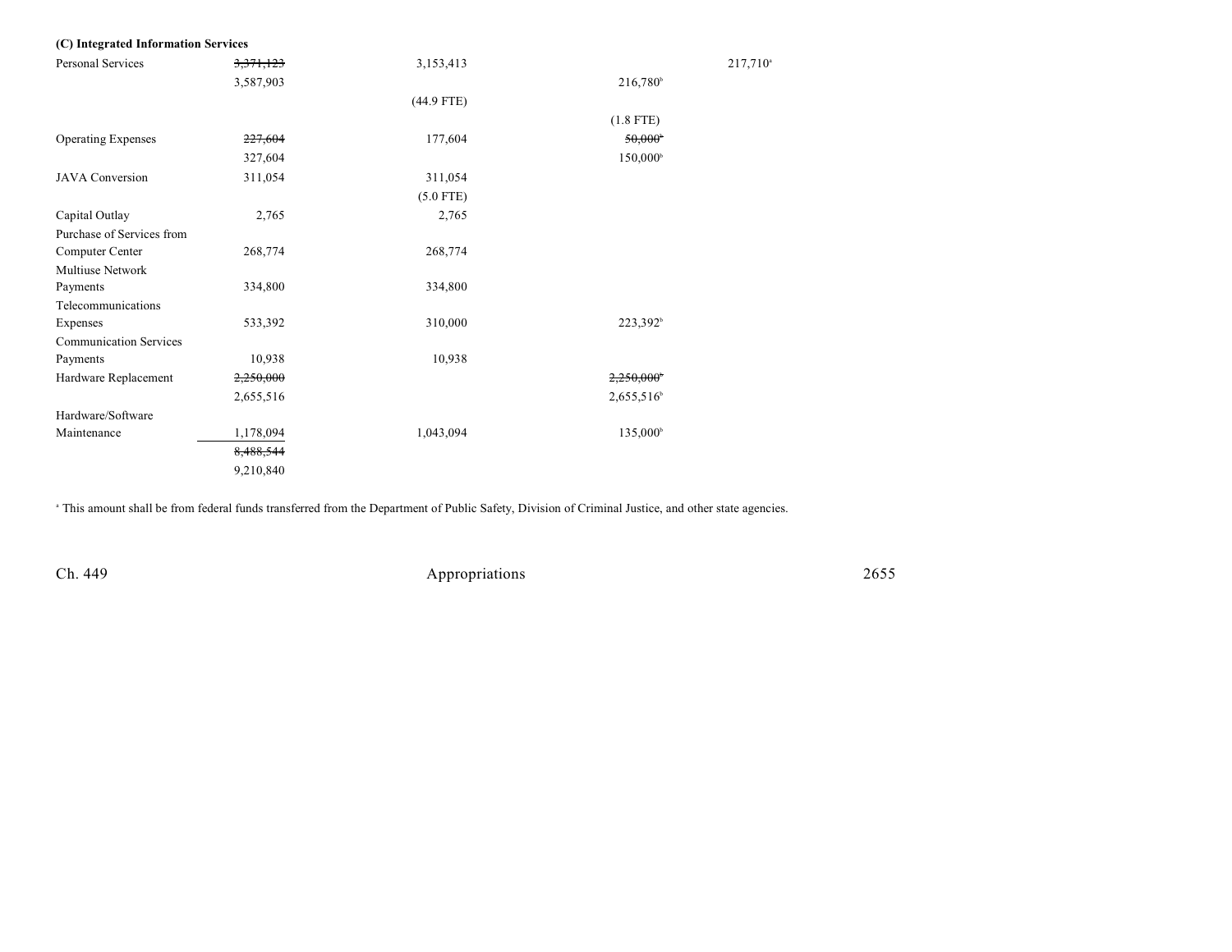**(C) Integrated Information Services**

| | | | | |
|---|---|---|---|---|
| Personal Services | ~~3,371,123~~ | 3,153,413 | | 217,710[a] |
| | 3,587,903 | | 216,780[b] | |
| | | (44.9 FTE) | | |
| | | | (1.8 FTE) | |
| Operating Expenses | ~~227,604~~ | 177,604 | ~~50,000[b]~~ | |
| | 327,604 | | 150,000[b] | |
| JAVA Conversion | 311,054 | 311,054 | | |
| | | (5.0 FTE) | | |
| Capital Outlay | 2,765 | 2,765 | | |
| Purchase of Services from Computer Center | 268,774 | 268,774 | | |
| Multiuse Network Payments | 334,800 | 334,800 | | |
| Telecommunications Expenses | 533,392 | 310,000 | 223,392[b] | |
| Communication Services Payments | 10,938 | 10,938 | | |
| Hardware Replacement | ~~2,250,000~~ | | ~~2,250,000[b]~~ | |
| | 2,655,516 | | 2,655,516[b] | |
| Hardware/Software Maintenance | 1,178,094 | 1,043,094 | 135,000[b] | |
| | ~~8,488,544~~ | | | |
| | 9,210,840 | | | |

[a] This amount shall be from federal funds transferred from the Department of Public Safety, Division of Criminal Justice, and other state agencies.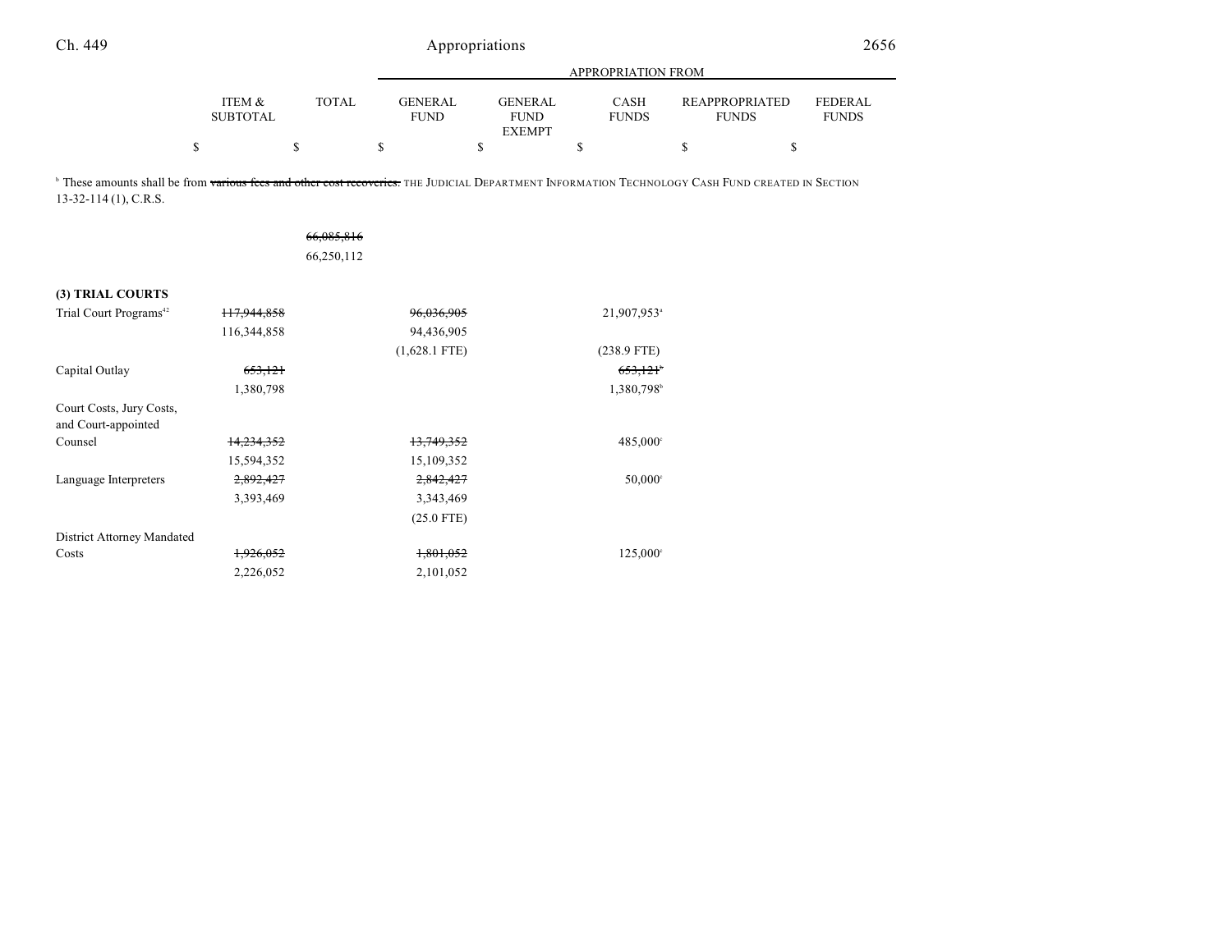| | ITEM & SUBTOTAL | TOTAL | APPROPRIATION FROM GENERAL FUND | GENERAL FUND EXEMPT | CASH FUNDS | REAPPROPRIATED FUNDS | FEDERAL FUNDS |
|---|---|---|---|---|---|---|---|
| | $ | $ | $ | $ | $ | $ | $ |

[b] These amounts shall be from ~~various fees and other cost recoveries.~~ THE JUDICIAL DEPARTMENT INFORMATION TECHNOLOGY CASH FUND CREATED IN SECTION 13-32-114 (1), C.R.S.

| | ITEM & SUBTOTAL | TOTAL | GENERAL FUND | GENERAL FUND EXEMPT | CASH FUNDS | REAPPROPRIATED FUNDS | FEDERAL FUNDS |
|---|---|---|---|---|---|---|---|
| | | ~~66,085,816~~ | | | | | |
| | | 66,250,112 | | | | | |
| **(3) TRIAL COURTS** | | | | | | | |
| Trial Court Programs[42] | ~~117,944,858~~ | | ~~96,036,905~~ | | 21,907,953[a] | | |
| | 116,344,858 | | 94,436,905 | | | | |
| | | | (1,628.1 FTE) | | (238.9 FTE) | | |
| Capital Outlay | ~~653,121~~ | | | | ~~653,121~~[b] | | |
| | 1,380,798 | | | | 1,380,798[b] | | |
| Court Costs, Jury Costs, and Court-appointed Counsel | ~~14,234,352~~ | | ~~13,749,352~~ | | 485,000[c] | | |
| | 15,594,352 | | 15,109,352 | | | | |
| Language Interpreters | ~~2,892,427~~ | | ~~2,842,427~~ | | 50,000[c] | | |
| | 3,393,469 | | 3,343,469 | | | | |
| | | | (25.0 FTE) | | | | |
| District Attorney Mandated Costs | ~~1,926,052~~ | | ~~1,801,052~~ | | 125,000[c] | | |
| | 2,226,052 | | 2,101,052 | | | | |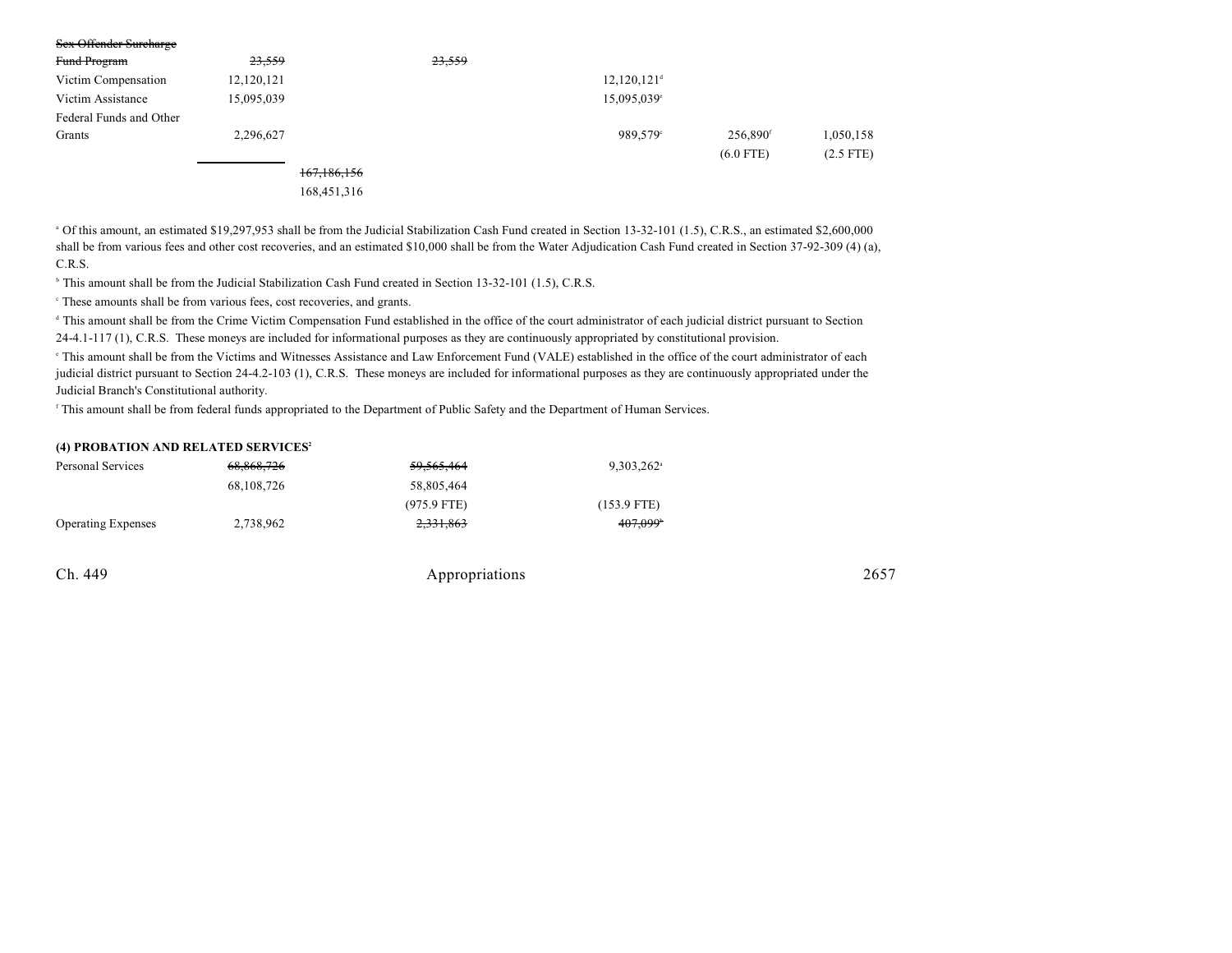| | | | | | | |
|---|---|---|---|---|---|---|
| ~~Sex Offender Surcharge Fund Program~~ | ~~23,559~~ | | ~~23,559~~ | | | |
| Victim Compensation | 12,120,121 | | | 12,120,121[d] | | |
| Victim Assistance | 15,095,039 | | | 15,095,039[e] | | |
| Federal Funds and Other Grants | 2,296,627 | | | 989,579[c] | 256,890[f] | 1,050,158 |
| | | | | | (6.0 FTE) | (2.5 FTE) |
| | | ~~167,186,156~~ | | | | |
| | | 168,451,316 | | | | |

[a] Of this amount, an estimated $19,297,953 shall be from the Judicial Stabilization Cash Fund created in Section 13-32-101 (1.5), C.R.S., an estimated $2,600,000 shall be from various fees and other cost recoveries, and an estimated $10,000 shall be from the Water Adjudication Cash Fund created in Section 37-92-309 (4) (a), C.R.S.

[b] This amount shall be from the Judicial Stabilization Cash Fund created in Section 13-32-101 (1.5), C.R.S.

[c] These amounts shall be from various fees, cost recoveries, and grants.

[d] This amount shall be from the Crime Victim Compensation Fund established in the office of the court administrator of each judicial district pursuant to Section 24-4.1-117 (1), C.R.S. These moneys are included for informational purposes as they are continuously appropriated by constitutional provision.

[e] This amount shall be from the Victims and Witnesses Assistance and Law Enforcement Fund (VALE) established in the office of the court administrator of each judicial district pursuant to Section 24-4.2-103 (1), C.R.S. These moneys are included for informational purposes as they are continuously appropriated under the Judicial Branch's Constitutional authority.

[f] This amount shall be from federal funds appropriated to the Department of Public Safety and the Department of Human Services.

**(4) PROBATION AND RELATED SERVICES[2]**

| | | | | |
|---|---|---|---|---|
| Personal Services | ~~68,868,726~~ | | ~~59,565,464~~ | 9,303,262[a] |
| | 68,108,726 | | 58,805,464 | |
| | | | (975.9 FTE) | (153.9 FTE) |
| Operating Expenses | 2,738,962 | | ~~2,331,863~~ | ~~407,099~~[b] |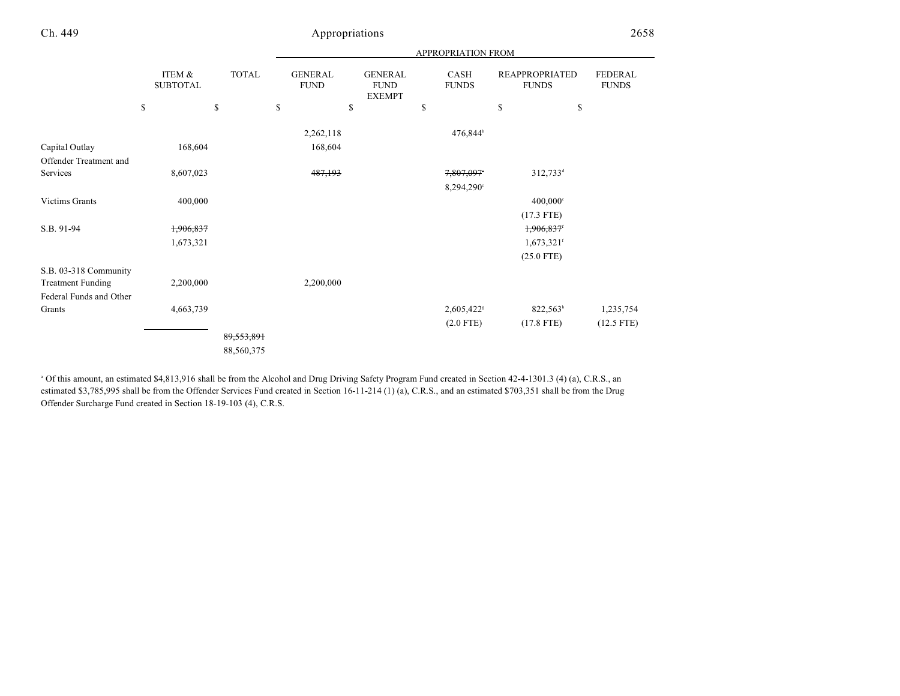| | ITEM & SUBTOTAL | TOTAL | GENERAL FUND | GENERAL FUND EXEMPT | CASH FUNDS | REAPPROPRIATED FUNDS | FEDERAL FUNDS |
|---|---|---|---|---|---|---|---|
| | | | APPROPRIATION FROM | | | | |
| | $ | $ | $ | $ | $ | $ | $ |
| | | | 2,262,118 | | 476,844[b] | | |
| Capital Outlay | 168,604 | | 168,604 | | | | |
| Offender Treatment and Services | 8,607,023 | | ~~487,193~~ | | ~~7,807,097~~[c] | 312,733[d] | |
| | | | | | 8,294,290[c] | | |
| Victims Grants | 400,000 | | | | | 400,000[e] | |
| | | | | | | (17.3 FTE) | |
| S.B. 91-94 | ~~1,906,837~~ | | | | | ~~1,906,837~~[f] | |
| | 1,673,321 | | | | | 1,673,321[f] | |
| | | | | | | (25.0 FTE) | |
| S.B. 03-318 Community Treatment Funding | 2,200,000 | | 2,200,000 | | | | |
| Federal Funds and Other Grants | 4,663,739 | | | | 2,605,422[g] | 822,563[h] | 1,235,754 |
| | | | | | (2.0 FTE) | (17.8 FTE) | (12.5 FTE) |
| | | ~~89,553,891~~ | | | | | |
| | | 88,560,375 | | | | | |

[a] Of this amount, an estimated $4,813,916 shall be from the Alcohol and Drug Driving Safety Program Fund created in Section 42-4-1301.3 (4) (a), C.R.S., an estimated $3,785,995 shall be from the Offender Services Fund created in Section 16-11-214 (1) (a), C.R.S., and an estimated $703,351 shall be from the Drug Offender Surcharge Fund created in Section 18-19-103 (4), C.R.S.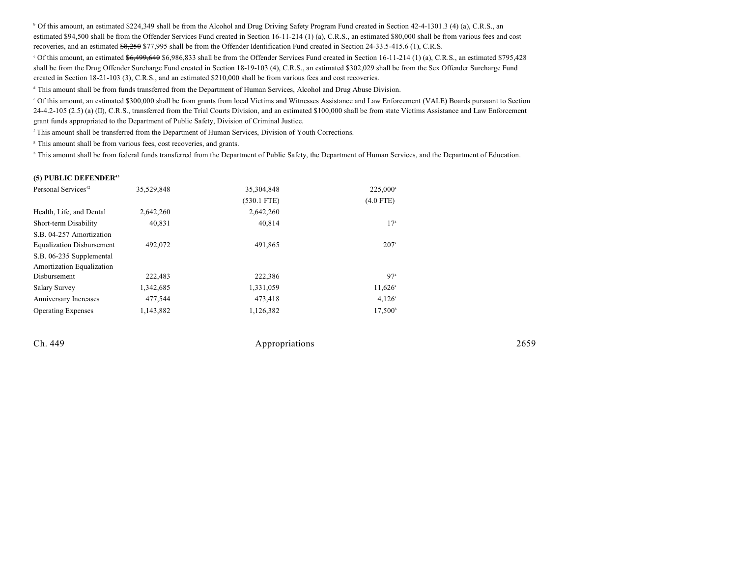[b] Of this amount, an estimated $224,349 shall be from the Alcohol and Drug Driving Safety Program Fund created in Section 42-4-1301.3 (4) (a), C.R.S., an estimated $94,500 shall be from the Offender Services Fund created in Section 16-11-214 (1) (a), C.R.S., an estimated $80,000 shall be from various fees and cost recoveries, and an estimated ~~$8,250~~ $77,995 shall be from the Offender Identification Fund created in Section 24-33.5-415.6 (1), C.R.S.

[c] Of this amount, an estimated ~~$6,499,640~~ $6,986,833 shall be from the Offender Services Fund created in Section 16-11-214 (1) (a), C.R.S., an estimated $795,428 shall be from the Drug Offender Surcharge Fund created in Section 18-19-103 (4), C.R.S., an estimated $302,029 shall be from the Sex Offender Surcharge Fund created in Section 18-21-103 (3), C.R.S., and an estimated $210,000 shall be from various fees and cost recoveries.

[d] This amount shall be from funds transferred from the Department of Human Services, Alcohol and Drug Abuse Division.

[e] Of this amount, an estimated $300,000 shall be from grants from local Victims and Witnesses Assistance and Law Enforcement (VALE) Boards pursuant to Section 24-4.2-105 (2.5) (a) (II), C.R.S., transferred from the Trial Courts Division, and an estimated $100,000 shall be from state Victims Assistance and Law Enforcement grant funds appropriated to the Department of Public Safety, Division of Criminal Justice.

[f] This amount shall be transferred from the Department of Human Services, Division of Youth Corrections.

[g] This amount shall be from various fees, cost recoveries, and grants.

[h] This amount shall be from federal funds transferred from the Department of Public Safety, the Department of Human Services, and the Department of Education.

**(5) PUBLIC DEFENDER[43]**

| | | | |
|---|---|---|---|
| Personal Services[42] | 35,529,848 | 35,304,848 | 225,000[a] |
| | | (530.1 FTE) | (4.0 FTE) |
| Health, Life, and Dental | 2,642,260 | 2,642,260 | |
| Short-term Disability | 40,831 | 40,814 | 17[a] |
| S.B. 04-257 Amortization Equalization Disbursement | 492,072 | 491,865 | 207[a] |
| S.B. 06-235 Supplemental Amortization Equalization Disbursement | 222,483 | 222,386 | 97[a] |
| Salary Survey | 1,342,685 | 1,331,059 | 11,626[a] |
| Anniversary Increases | 477,544 | 473,418 | 4,126[a] |
| Operating Expenses | 1,143,882 | 1,126,382 | 17,500[b] |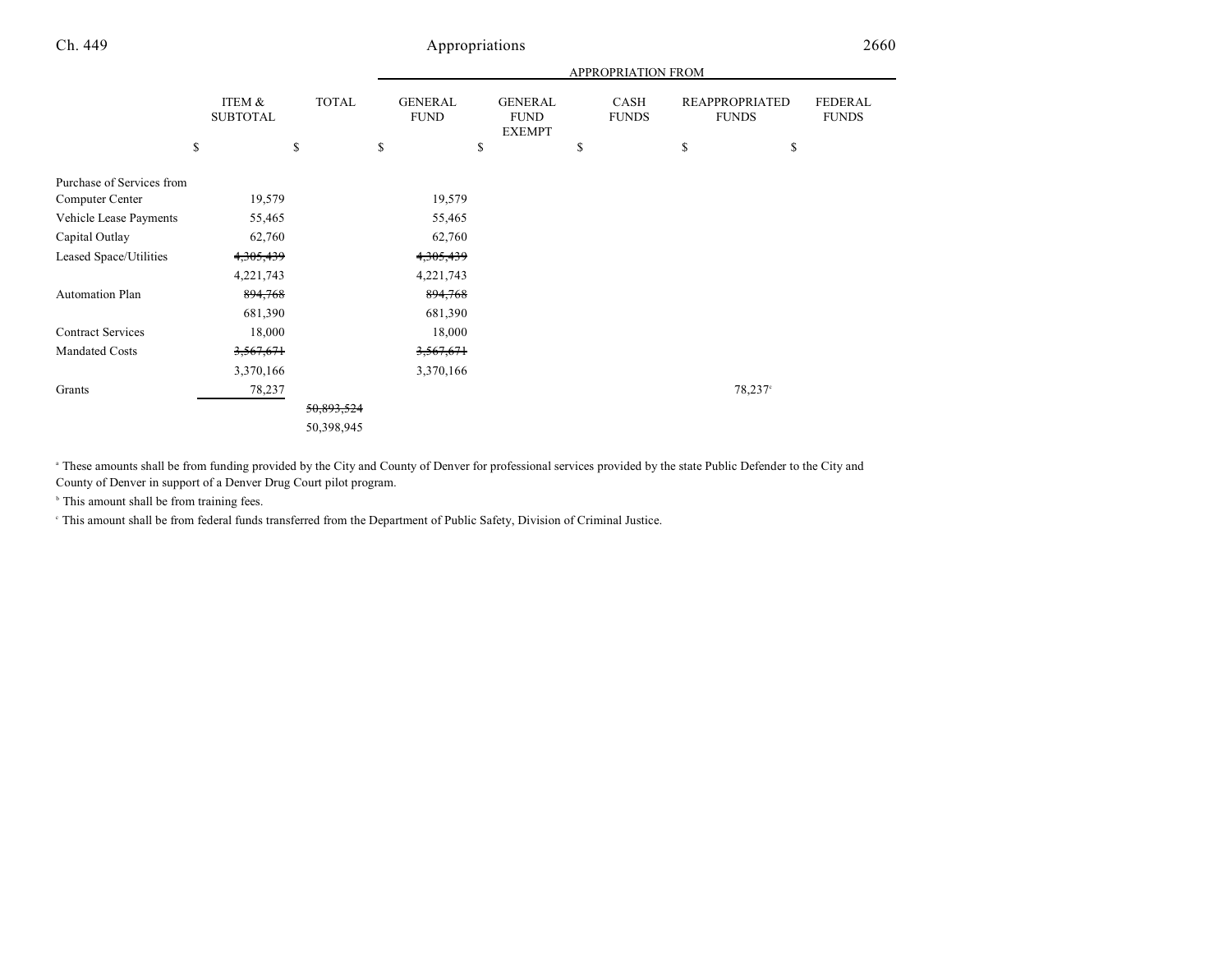| | ITEM & SUBTOTAL | TOTAL | GENERAL FUND | GENERAL FUND EXEMPT | CASH FUNDS | REAPPROPRIATED FUNDS | FEDERAL FUNDS |
|---|---|---|---|---|---|---|---|
| | | | APPROPRIATION FROM | | | | |
| | $ | $ | $ | $ | $ | $ | $ |
| Purchase of Services from Computer Center | 19,579 | | 19,579 | | | | |
| Vehicle Lease Payments | 55,465 | | 55,465 | | | | |
| Capital Outlay | 62,760 | | 62,760 | | | | |
| Leased Space/Utilities | ~~4,305,439~~ | | ~~4,305,439~~ | | | | |
| | 4,221,743 | | 4,221,743 | | | | |
| Automation Plan | ~~894,768~~ | | ~~894,768~~ | | | | |
| | 681,390 | | 681,390 | | | | |
| Contract Services | 18,000 | | 18,000 | | | | |
| Mandated Costs | ~~3,567,671~~ | | ~~3,567,671~~ | | | | |
| | 3,370,166 | | 3,370,166 | | | | |
| Grants | 78,237 | | | | | 78,237[c] | |
| | | ~~50,893,524~~ | | | | | |
| | | 50,398,945 | | | | | |

[a] These amounts shall be from funding provided by the City and County of Denver for professional services provided by the state Public Defender to the City and County of Denver in support of a Denver Drug Court pilot program.

[b] This amount shall be from training fees.

[c] This amount shall be from federal funds transferred from the Department of Public Safety, Division of Criminal Justice.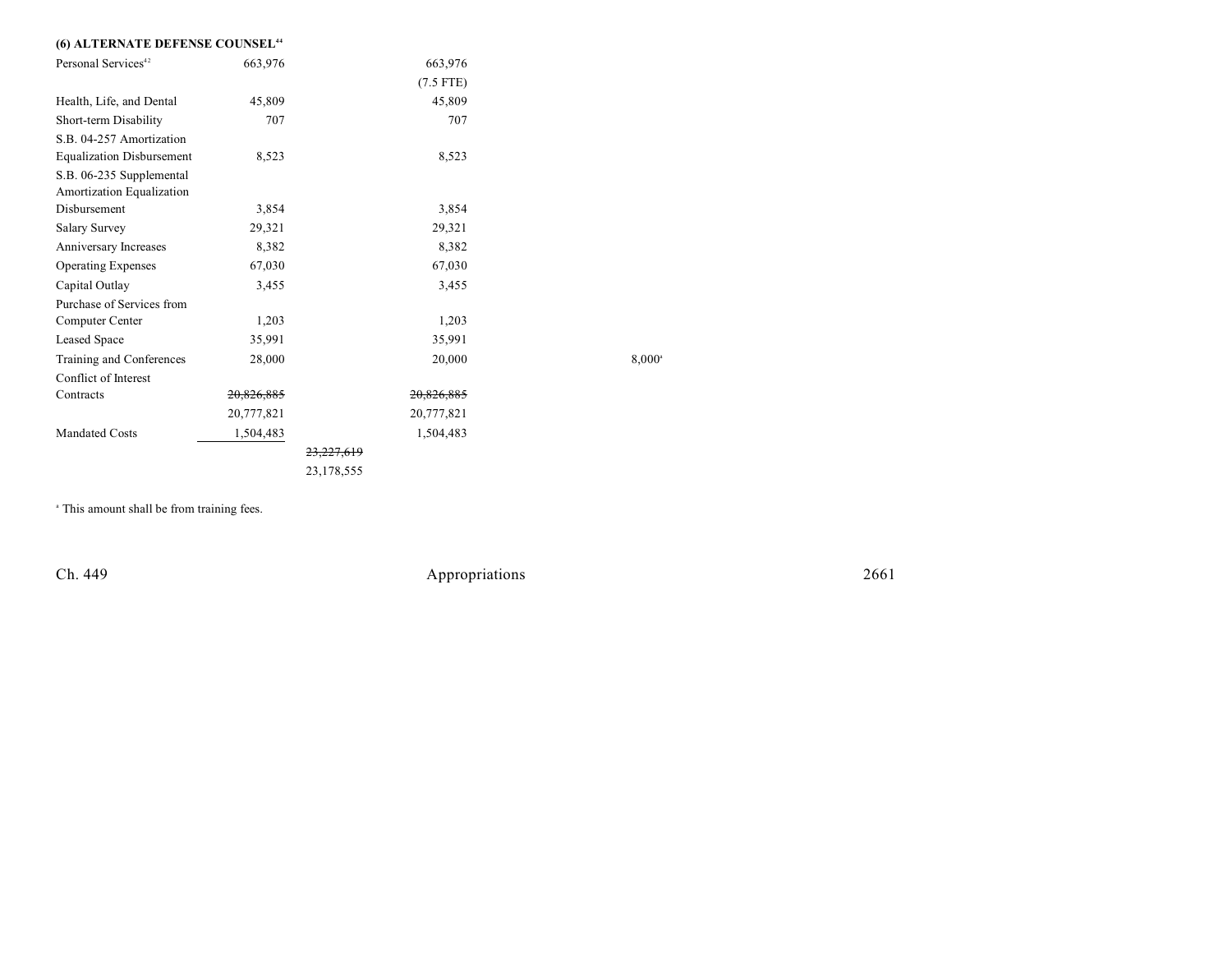**(6) ALTERNATE DEFENSE COUNSEL**[44]

| Item | Total | Subtotal | General Fund | Cash Funds |
|---|---|---|---|---|
| Personal Services[42] | 663,976 | | 663,976<br>(7.5 FTE) | |
| Health, Life, and Dental | 45,809 | | 45,809 | |
| Short-term Disability | 707 | | 707 | |
| S.B. 04-257 Amortization Equalization Disbursement | 8,523 | | 8,523 | |
| S.B. 06-235 Supplemental Amortization Equalization Disbursement | 3,854 | | 3,854 | |
| Salary Survey | 29,321 | | 29,321 | |
| Anniversary Increases | 8,382 | | 8,382 | |
| Operating Expenses | 67,030 | | 67,030 | |
| Capital Outlay | 3,455 | | 3,455 | |
| Purchase of Services from Computer Center | 1,203 | | 1,203 | |
| Leased Space | 35,991 | | 35,991 | |
| Training and Conferences | 28,000 | | 20,000 | 8,000[a] |
| Conflict of Interest Contracts | ~~20,826,885~~<br>20,777,821 | | ~~20,826,885~~<br>20,777,821 | |
| Mandated Costs | 1,504,483 | | 1,504,483 | |
| | | ~~23,227,619~~<br>23,178,555 | | |

[a] This amount shall be from training fees.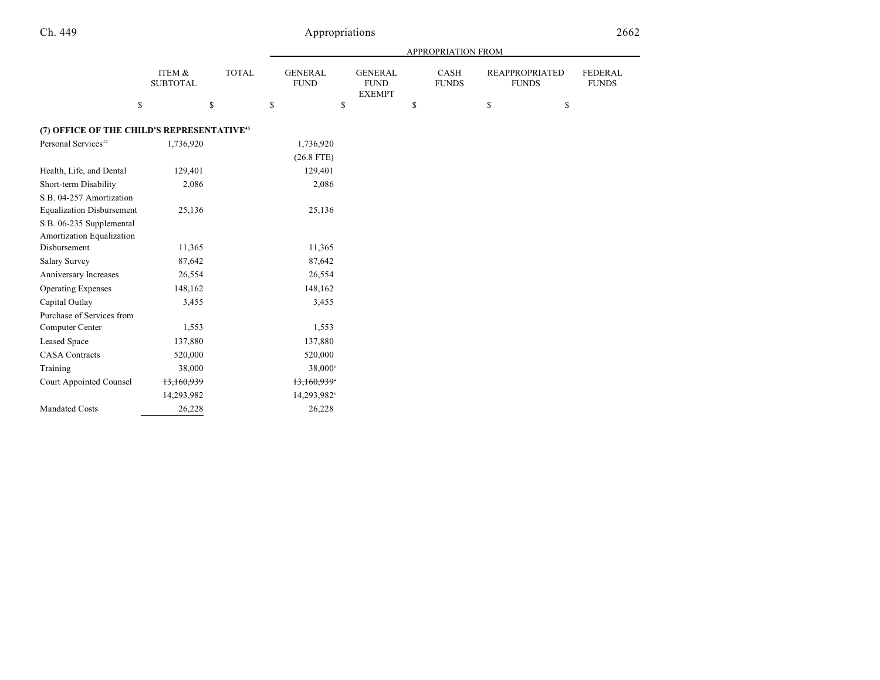| | ITEM & SUBTOTAL | TOTAL | GENERAL FUND | GENERAL FUND EXEMPT | CASH FUNDS | REAPPROPRIATED FUNDS | FEDERAL FUNDS |
|---|---|---|---|---|---|---|---|
| | | | APPROPRIATION FROM | | | | |
| | $ | $ | $ | $ | $ | $ | $ |
| **(7) OFFICE OF THE CHILD'S REPRESENTATIVE**[45] | | | | | | | |
| Personal Services[42] | 1,736,920 | | 1,736,920 | | | | |
| | | | (26.8 FTE) | | | | |
| Health, Life, and Dental | 129,401 | | 129,401 | | | | |
| Short-term Disability | 2,086 | | 2,086 | | | | |
| S.B. 04-257 Amortization Equalization Disbursement | 25,136 | | 25,136 | | | | |
| S.B. 06-235 Supplemental Amortization Equalization Disbursement | 11,365 | | 11,365 | | | | |
| Salary Survey | 87,642 | | 87,642 | | | | |
| Anniversary Increases | 26,554 | | 26,554 | | | | |
| Operating Expenses | 148,162 | | 148,162 | | | | |
| Capital Outlay | 3,455 | | 3,455 | | | | |
| Purchase of Services from Computer Center | 1,553 | | 1,553 | | | | |
| Leased Space | 137,880 | | 137,880 | | | | |
| CASA Contracts | 520,000 | | 520,000 | | | | |
| Training | 38,000 | | 38,000[a] | | | | |
| Court Appointed Counsel | ~~13,160,939~~ | | ~~13,160,939~~[a] | | | | |
| | 14,293,982 | | 14,293,982[a] | | | | |
| Mandated Costs | 26,228 | | 26,228 | | | | |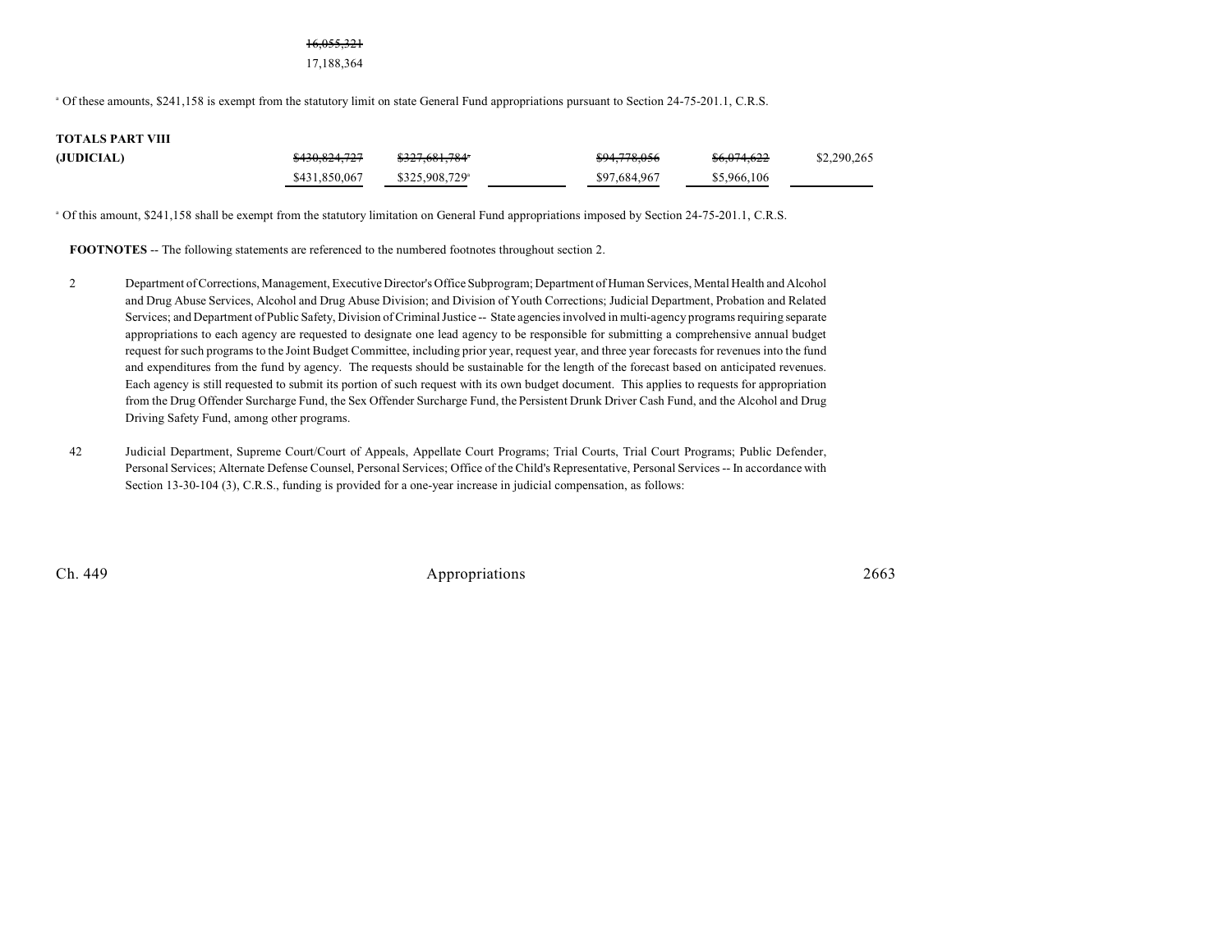~~16,055,321~~
17,188,364

[a] Of these amounts, $241,158 is exempt from the statutory limit on state General Fund appropriations pursuant to Section 24-75-201.1, C.R.S.

| | | | | | | |
|---|---|---|---|---|---|---|
| **TOTALS PART VIII (JUDICIAL)** | ~~$430,824,727~~ $431,850,067 | ~~$327,681,784~~[a] $325,908,729[a] | | ~~$94,778,056~~ $97,684,967 | ~~$6,074,622~~ $5,966,106 | $2,290,265 |

[a] Of this amount, $241,158 shall be exempt from the statutory limitation on General Fund appropriations imposed by Section 24-75-201.1, C.R.S.

**FOOTNOTES** -- The following statements are referenced to the numbered footnotes throughout section 2.

2 Department of Corrections, Management, Executive Director's Office Subprogram; Department of Human Services, Mental Health and Alcohol and Drug Abuse Services, Alcohol and Drug Abuse Division; and Division of Youth Corrections; Judicial Department, Probation and Related Services; and Department of Public Safety, Division of Criminal Justice -- State agencies involved in multi-agency programs requiring separate appropriations to each agency are requested to designate one lead agency to be responsible for submitting a comprehensive annual budget request for such programs to the Joint Budget Committee, including prior year, request year, and three year forecasts for revenues into the fund and expenditures from the fund by agency. The requests should be sustainable for the length of the forecast based on anticipated revenues. Each agency is still requested to submit its portion of such request with its own budget document. This applies to requests for appropriation from the Drug Offender Surcharge Fund, the Sex Offender Surcharge Fund, the Persistent Drunk Driver Cash Fund, and the Alcohol and Drug Driving Safety Fund, among other programs.

42 Judicial Department, Supreme Court/Court of Appeals, Appellate Court Programs; Trial Courts, Trial Court Programs; Public Defender, Personal Services; Alternate Defense Counsel, Personal Services; Office of the Child's Representative, Personal Services -- In accordance with Section 13-30-104 (3), C.R.S., funding is provided for a one-year increase in judicial compensation, as follows: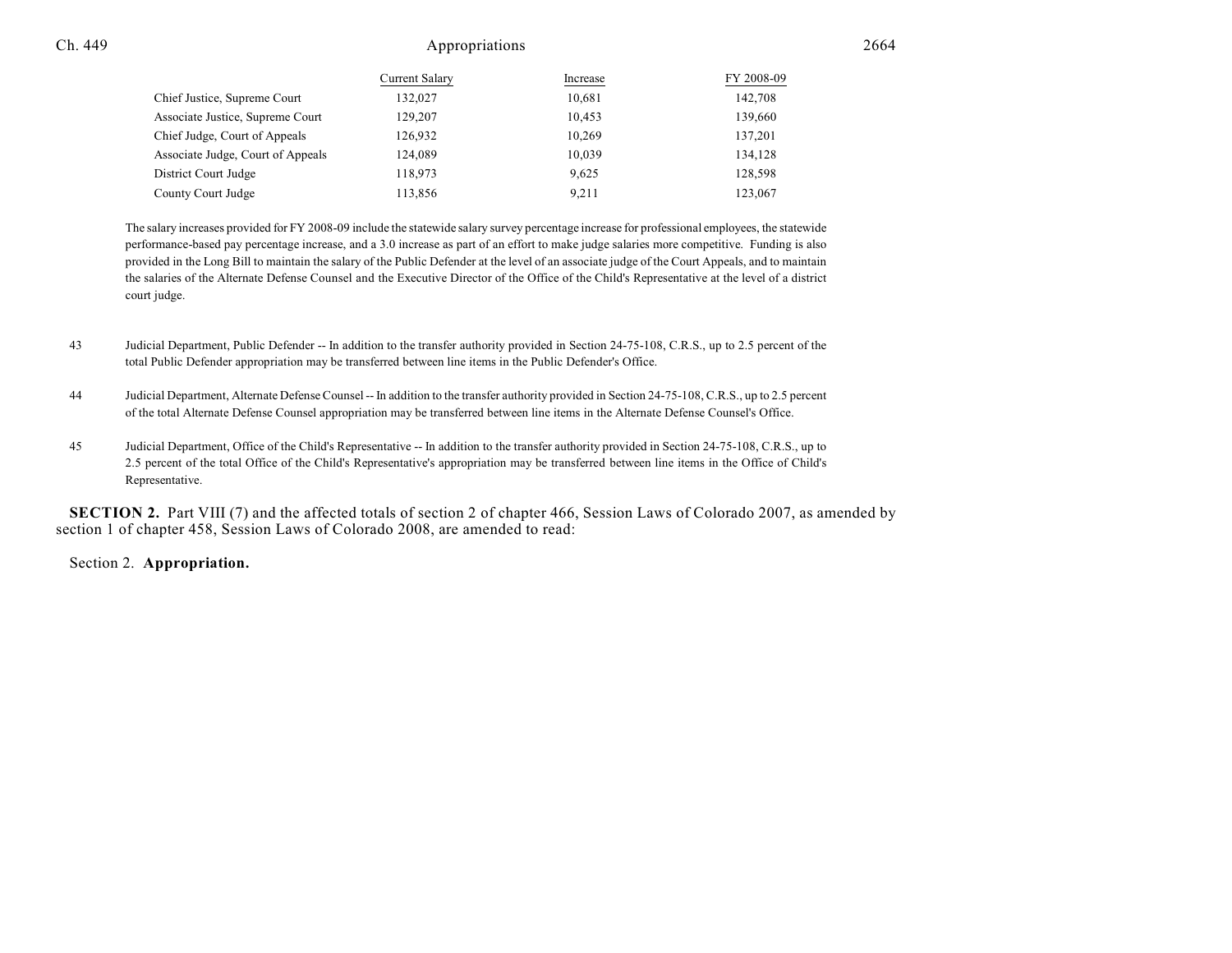| | Current Salary | Increase | FY 2008-09 |
|---|---|---|---|
| Chief Justice, Supreme Court | 132,027 | 10,681 | 142,708 |
| Associate Justice, Supreme Court | 129,207 | 10,453 | 139,660 |
| Chief Judge, Court of Appeals | 126,932 | 10,269 | 137,201 |
| Associate Judge, Court of Appeals | 124,089 | 10,039 | 134,128 |
| District Court Judge | 118,973 | 9,625 | 128,598 |
| County Court Judge | 113,856 | 9,211 | 123,067 |

The salary increases provided for FY 2008-09 include the statewide salary survey percentage increase for professional employees, the statewide performance-based pay percentage increase, and a 3.0 increase as part of an effort to make judge salaries more competitive. Funding is also provided in the Long Bill to maintain the salary of the Public Defender at the level of an associate judge of the Court Appeals, and to maintain the salaries of the Alternate Defense Counsel and the Executive Director of the Office of the Child's Representative at the level of a district court judge.

43 Judicial Department, Public Defender -- In addition to the transfer authority provided in Section 24-75-108, C.R.S., up to 2.5 percent of the total Public Defender appropriation may be transferred between line items in the Public Defender's Office.

44 Judicial Department, Alternate Defense Counsel -- In addition to the transfer authority provided in Section 24-75-108, C.R.S., up to 2.5 percent of the total Alternate Defense Counsel appropriation may be transferred between line items in the Alternate Defense Counsel's Office.

45 Judicial Department, Office of the Child's Representative -- In addition to the transfer authority provided in Section 24-75-108, C.R.S., up to 2.5 percent of the total Office of the Child's Representative's appropriation may be transferred between line items in the Office of Child's Representative.

**SECTION 2.** Part VIII (7) and the affected totals of section 2 of chapter 466, Session Laws of Colorado 2007, as amended by section 1 of chapter 458, Session Laws of Colorado 2008, are amended to read:

Section 2. **Appropriation.**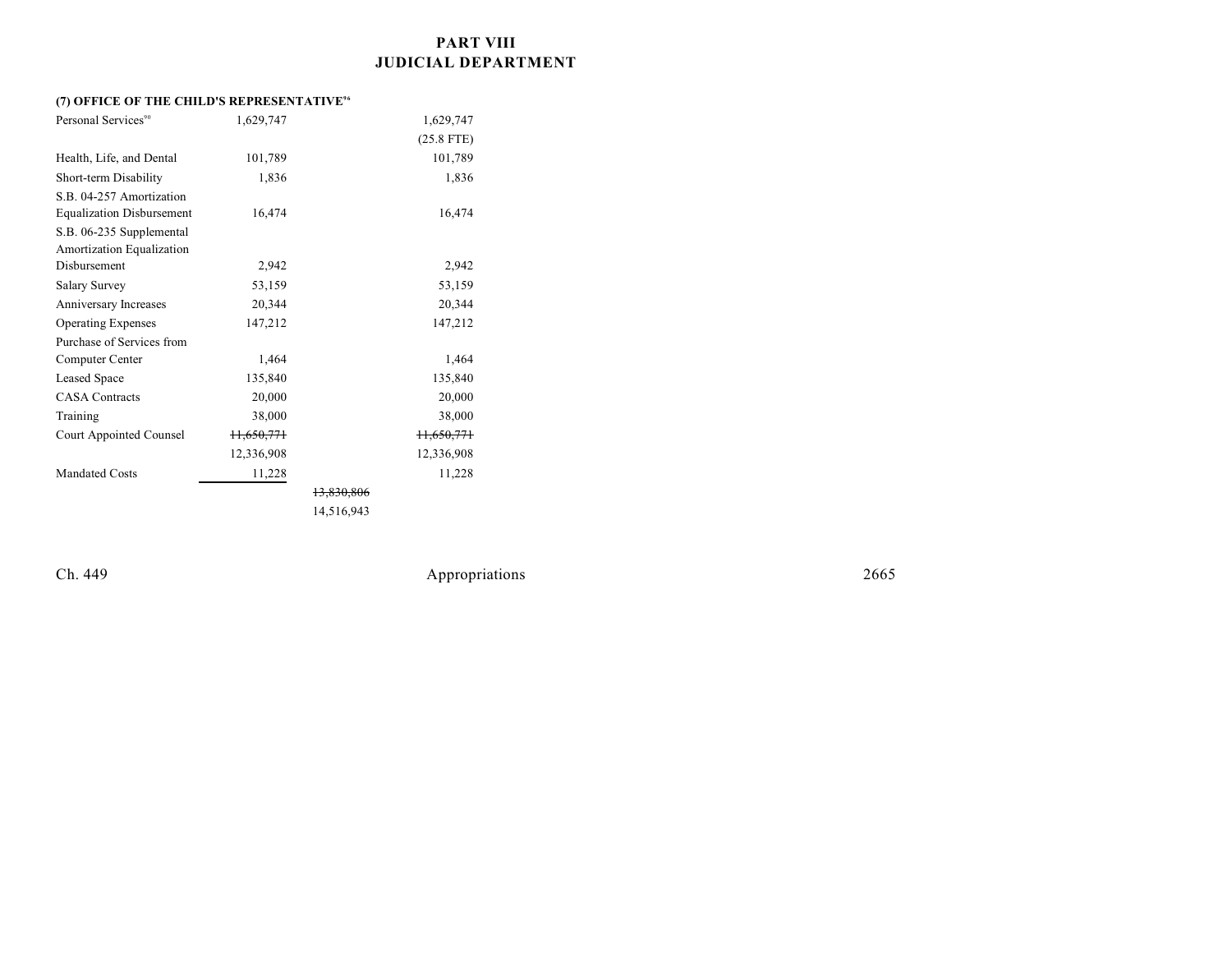# PART VIII
# JUDICIAL DEPARTMENT

**(7) OFFICE OF THE CHILD'S REPRESENTATIVE**[96]

| | | | |
|---|---|---|---|
| Personal Services[90] | 1,629,747 | | 1,629,747 |
| | | | (25.8 FTE) |
| Health, Life, and Dental | 101,789 | | 101,789 |
| Short-term Disability | 1,836 | | 1,836 |
| S.B. 04-257 Amortization Equalization Disbursement | 16,474 | | 16,474 |
| S.B. 06-235 Supplemental Amortization Equalization Disbursement | 2,942 | | 2,942 |
| Salary Survey | 53,159 | | 53,159 |
| Anniversary Increases | 20,344 | | 20,344 |
| Operating Expenses | 147,212 | | 147,212 |
| Purchase of Services from Computer Center | 1,464 | | 1,464 |
| Leased Space | 135,840 | | 135,840 |
| CASA Contracts | 20,000 | | 20,000 |
| Training | 38,000 | | 38,000 |
| Court Appointed Counsel | ~~11,650,771~~ | | ~~11,650,771~~ |
| | 12,336,908 | | 12,336,908 |
| Mandated Costs | 11,228 | | 11,228 |
| | | ~~13,830,806~~ | |
| | | 14,516,943 | |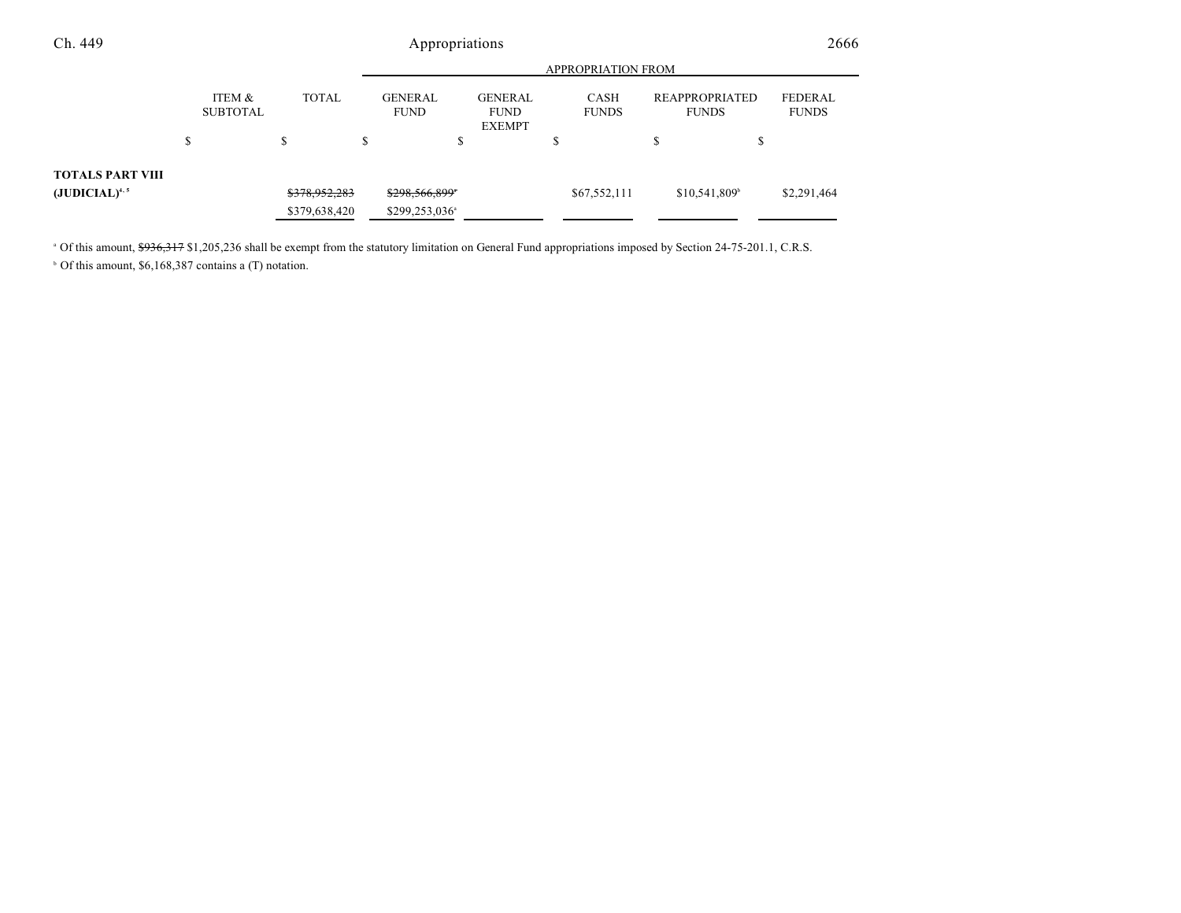| | ITEM & SUBTOTAL | TOTAL | APPROPRIATION FROM | | | | |
|---|---|---|---|---|---|---|---|
| | | | GENERAL FUND | GENERAL FUND EXEMPT | CASH FUNDS | REAPPROPRIATED FUNDS | FEDERAL FUNDS |
| | $ | $ | $ | $ | $ | $ | $ |
| **TOTALS PART VIII (JUDICIAL)**[4, 5] | | ~~$378,952,283~~ | ~~$298,566,899~~[a] | | $67,552,111 | $10,541,809[b] | $2,291,464 |
| | | $379,638,420 | $299,253,036[a] | | | | |

[a] Of this amount, ~~$936,317~~ $1,205,236 shall be exempt from the statutory limitation on General Fund appropriations imposed by Section 24-75-201.1, C.R.S.

[b] Of this amount, $6,168,387 contains a (T) notation.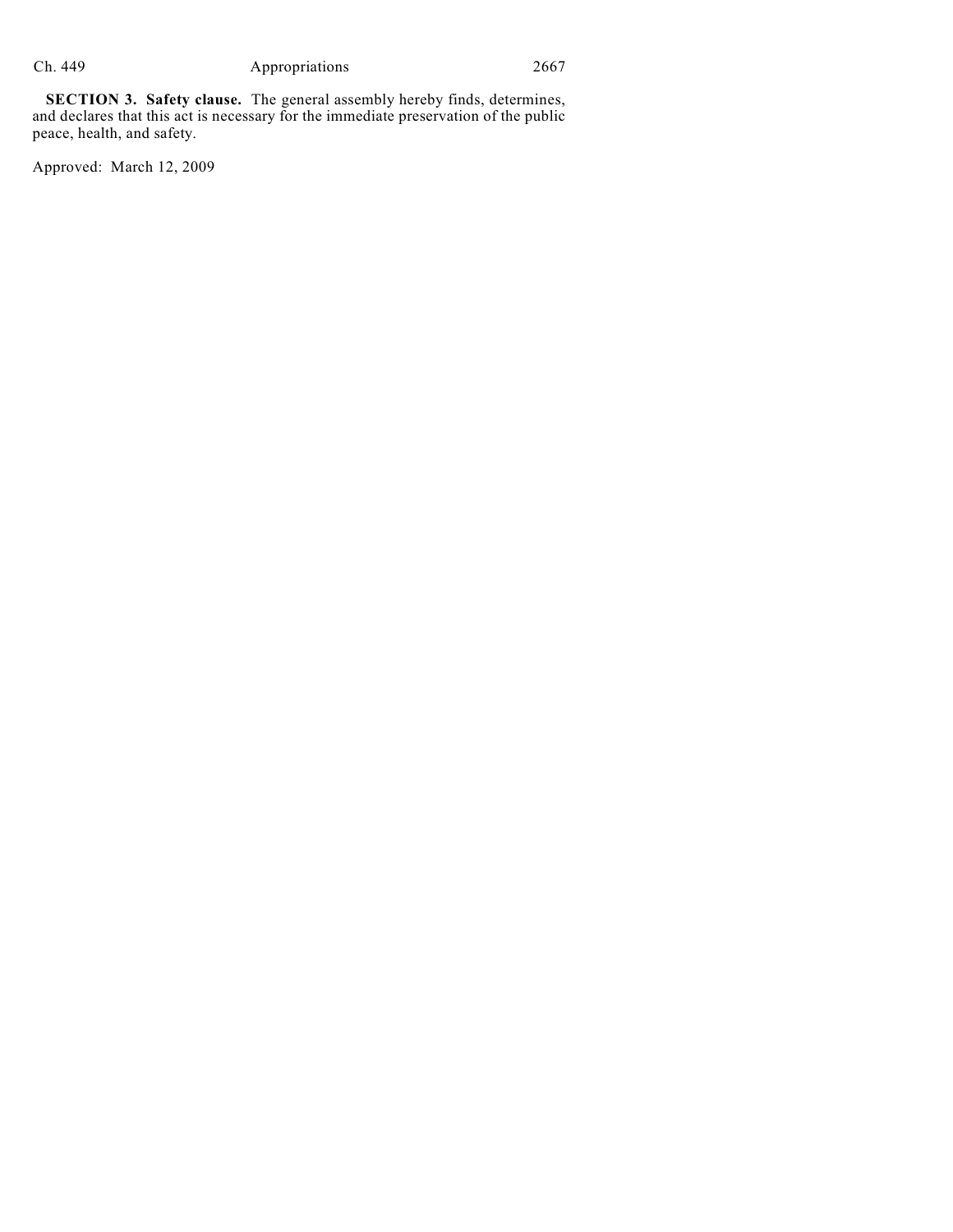**SECTION 3. Safety clause.** The general assembly hereby finds, determines, and declares that this act is necessary for the immediate preservation of the public peace, health, and safety.

Approved: March 12, 2009